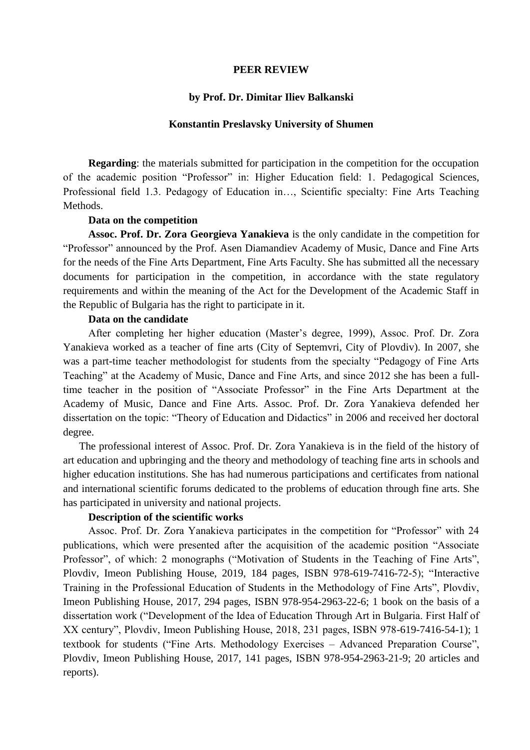**PEER REVIEW**

**by Prof. Dr. Dimitar Iliev Balkanski**

**Konstantin Preslavsky University of Shumen**

**Regarding**: the materials submitted for participation in the competition for the occupation of the academic position "Professor" in: Higher Education field: 1. Pedagogical Sciences, Professional field 1.3. Pedagogy of Education in…, Scientific specialty: Fine Arts Teaching Methods.

**Data on the competition**

**Assoc. Prof. Dr. Zora Georgieva Yanakieva** is the only candidate in the competition for "Professor" announced by the Prof. Asen Diamandiev Academy of Music, Dance and Fine Arts for the needs of the Fine Arts Department, Fine Arts Faculty. She has submitted all the necessary documents for participation in the competition, in accordance with the state regulatory requirements and within the meaning of the Act for the Development of the Academic Staff in the Republic of Bulgaria has the right to participate in it.

**Data on the candidate**

After completing her higher education (Master's degree, 1999), Assoc. Prof. Dr. Zora Yanakieva worked as a teacher of fine arts (City of Septemvri, City of Plovdiv). In 2007, she was a part-time teacher methodologist for students from the specialty "Pedagogy of Fine Arts Teaching" at the Academy of Music, Dance and Fine Arts, and since 2012 she has been a full-time teacher in the position of "Associate Professor" in the Fine Arts Department at the Academy of Music, Dance and Fine Arts. Assoc. Prof. Dr. Zora Yanakieva defended her dissertation on the topic: "Theory of Education and Didactics" in 2006 and received her doctoral degree.

The professional interest of Assoc. Prof. Dr. Zora Yanakieva is in the field of the history of art education and upbringing and the theory and methodology of teaching fine arts in schools and higher education institutions. She has had numerous participations and certificates from national and international scientific forums dedicated to the problems of education through fine arts. She has participated in university and national projects.

**Description of the scientific works**

Assoc. Prof. Dr. Zora Yanakieva participates in the competition for "Professor" with 24 publications, which were presented after the acquisition of the academic position "Associate Professor", of which: 2 monographs ("Motivation of Students in the Teaching of Fine Arts", Plovdiv, Imeon Publishing House, 2019, 184 pages, ISBN 978-619-7416-72-5); "Interactive Training in the Professional Education of Students in the Methodology of Fine Arts", Plovdiv, Imeon Publishing House, 2017, 294 pages, ISBN 978-954-2963-22-6; 1 book on the basis of a dissertation work ("Development of the Idea of Education Through Art in Bulgaria. First Half of XX century", Plovdiv, Imeon Publishing House, 2018, 231 pages, ISBN 978-619-7416-54-1); 1 textbook for students ("Fine Arts. Methodology Exercises – Advanced Preparation Course", Plovdiv, Imeon Publishing House, 2017, 141 pages, ISBN 978-954-2963-21-9; 20 articles and reports).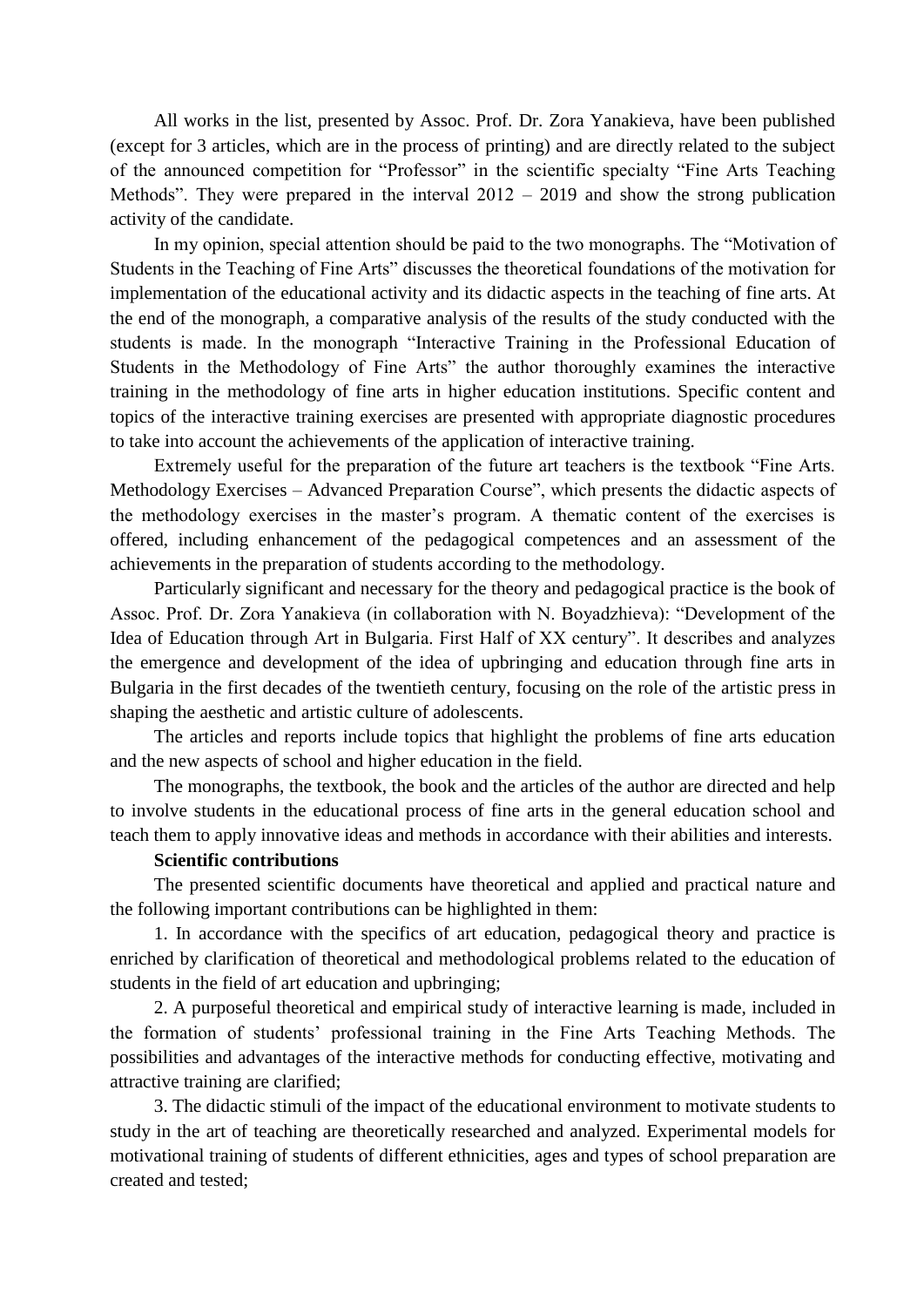All works in the list, presented by Assoc. Prof. Dr. Zora Yanakieva, have been published (except for 3 articles, which are in the process of printing) and are directly related to the subject of the announced competition for "Professor" in the scientific specialty "Fine Arts Teaching Methods". They were prepared in the interval 2012 – 2019 and show the strong publication activity of the candidate.

In my opinion, special attention should be paid to the two monographs. The "Motivation of Students in the Teaching of Fine Arts" discusses the theoretical foundations of the motivation for implementation of the educational activity and its didactic aspects in the teaching of fine arts. At the end of the monograph, a comparative analysis of the results of the study conducted with the students is made. In the monograph "Interactive Training in the Professional Education of Students in the Methodology of Fine Arts" the author thoroughly examines the interactive training in the methodology of fine arts in higher education institutions. Specific content and topics of the interactive training exercises are presented with appropriate diagnostic procedures to take into account the achievements of the application of interactive training.

Extremely useful for the preparation of the future art teachers is the textbook "Fine Arts. Methodology Exercises – Advanced Preparation Course", which presents the didactic aspects of the methodology exercises in the master's program. A thematic content of the exercises is offered, including enhancement of the pedagogical competences and an assessment of the achievements in the preparation of students according to the methodology.

Particularly significant and necessary for the theory and pedagogical practice is the book of Assoc. Prof. Dr. Zora Yanakieva (in collaboration with N. Boyadzhieva): "Development of the Idea of Education through Art in Bulgaria. First Half of XX century". It describes and analyzes the emergence and development of the idea of upbringing and education through fine arts in Bulgaria in the first decades of the twentieth century, focusing on the role of the artistic press in shaping the aesthetic and artistic culture of adolescents.

The articles and reports include topics that highlight the problems of fine arts education and the new aspects of school and higher education in the field.

The monographs, the textbook, the book and the articles of the author are directed and help to involve students in the educational process of fine arts in the general education school and teach them to apply innovative ideas and methods in accordance with their abilities and interests.

**Scientific contributions**

The presented scientific documents have theoretical and applied and practical nature and the following important contributions can be highlighted in them:

1. In accordance with the specifics of art education, pedagogical theory and practice is enriched by clarification of theoretical and methodological problems related to the education of students in the field of art education and upbringing;

2. A purposeful theoretical and empirical study of interactive learning is made, included in the formation of students' professional training in the Fine Arts Teaching Methods. The possibilities and advantages of the interactive methods for conducting effective, motivating and attractive training are clarified;

3. The didactic stimuli of the impact of the educational environment to motivate students to study in the art of teaching are theoretically researched and analyzed. Experimental models for motivational training of students of different ethnicities, ages and types of school preparation are created and tested;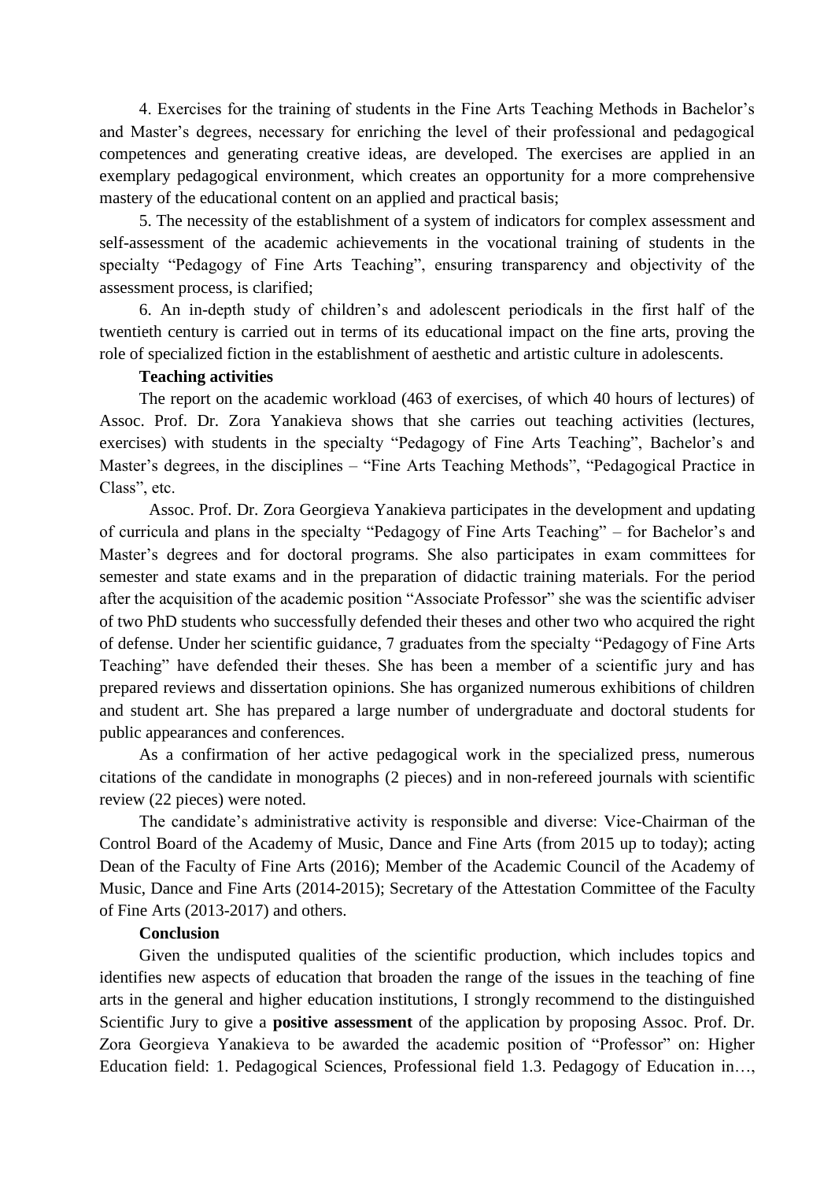4. Exercises for the training of students in the Fine Arts Teaching Methods in Bachelor's and Master's degrees, necessary for enriching the level of their professional and pedagogical competences and generating creative ideas, are developed. The exercises are applied in an exemplary pedagogical environment, which creates an opportunity for a more comprehensive mastery of the educational content on an applied and practical basis;

5. The necessity of the establishment of a system of indicators for complex assessment and self-assessment of the academic achievements in the vocational training of students in the specialty "Pedagogy of Fine Arts Teaching", ensuring transparency and objectivity of the assessment process, is clarified;

6. An in-depth study of children's and adolescent periodicals in the first half of the twentieth century is carried out in terms of its educational impact on the fine arts, proving the role of specialized fiction in the establishment of aesthetic and artistic culture in adolescents.

**Teaching activities**

The report on the academic workload (463 of exercises, of which 40 hours of lectures) of Assoc. Prof. Dr. Zora Yanakieva shows that she carries out teaching activities (lectures, exercises) with students in the specialty "Pedagogy of Fine Arts Teaching", Bachelor's and Master's degrees, in the disciplines – "Fine Arts Teaching Methods", "Pedagogical Practice in Class", etc.

Assoc. Prof. Dr. Zora Georgieva Yanakieva participates in the development and updating of curricula and plans in the specialty "Pedagogy of Fine Arts Teaching" – for Bachelor's and Master's degrees and for doctoral programs. She also participates in exam committees for semester and state exams and in the preparation of didactic training materials. For the period after the acquisition of the academic position "Associate Professor" she was the scientific adviser of two PhD students who successfully defended their theses and other two who acquired the right of defense. Under her scientific guidance, 7 graduates from the specialty "Pedagogy of Fine Arts Teaching" have defended their theses. She has been a member of a scientific jury and has prepared reviews and dissertation opinions. She has organized numerous exhibitions of children and student art. She has prepared a large number of undergraduate and doctoral students for public appearances and conferences.

As a confirmation of her active pedagogical work in the specialized press, numerous citations of the candidate in monographs (2 pieces) and in non-refereed journals with scientific review (22 pieces) were noted.

The candidate's administrative activity is responsible and diverse: Vice-Chairman of the Control Board of the Academy of Music, Dance and Fine Arts (from 2015 up to today); acting Dean of the Faculty of Fine Arts (2016); Member of the Academic Council of the Academy of Music, Dance and Fine Arts (2014-2015); Secretary of the Attestation Committee of the Faculty of Fine Arts (2013-2017) and others.

**Conclusion**

Given the undisputed qualities of the scientific production, which includes topics and identifies new aspects of education that broaden the range of the issues in the teaching of fine arts in the general and higher education institutions, I strongly recommend to the distinguished Scientific Jury to give a **positive assessment** of the application by proposing Assoc. Prof. Dr. Zora Georgieva Yanakieva to be awarded the academic position of "Professor" on: Higher Education field: 1. Pedagogical Sciences, Professional field 1.3. Pedagogy of Education in…,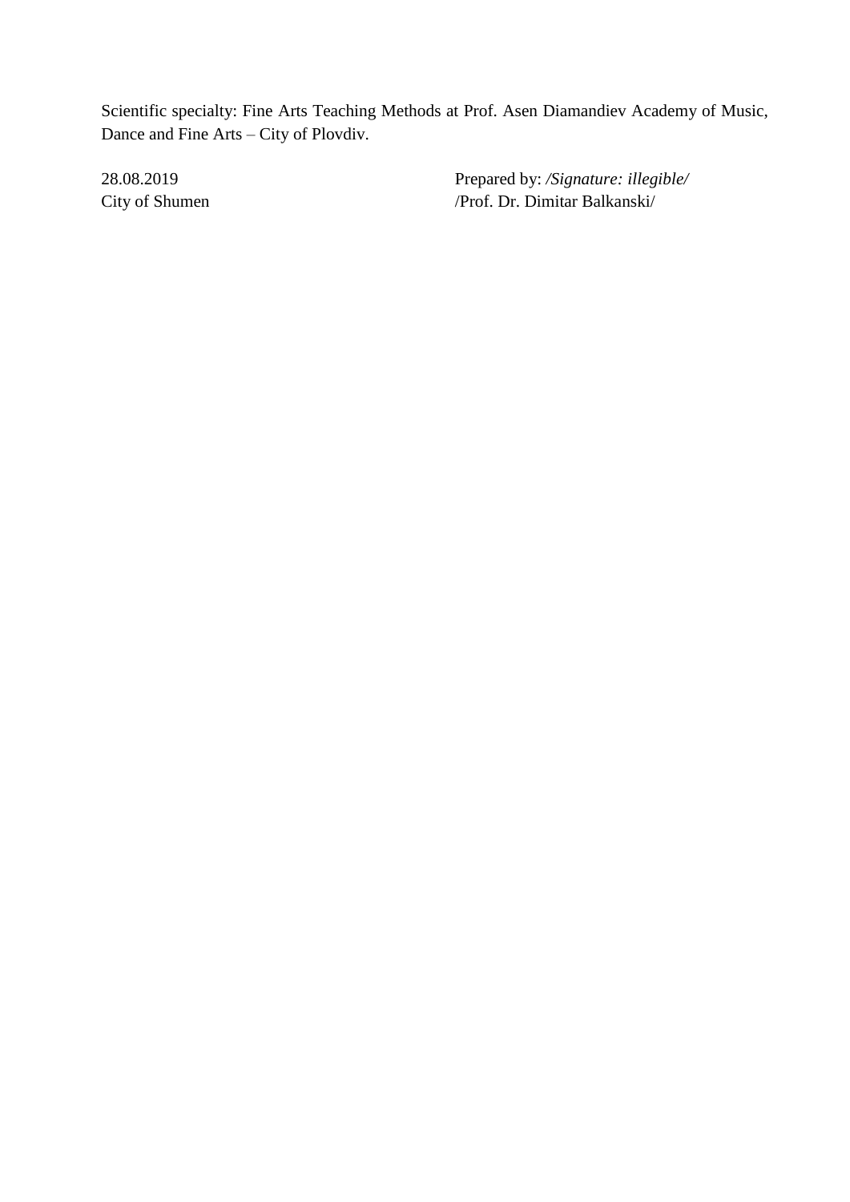Scientific specialty: Fine Arts Teaching Methods at Prof. Asen Diamandiev Academy of Music, Dance and Fine Arts – City of Plovdiv.

28.08.2019
City of Shumen

Prepared by: */Signature: illegible/*
/Prof. Dr. Dimitar Balkanski/